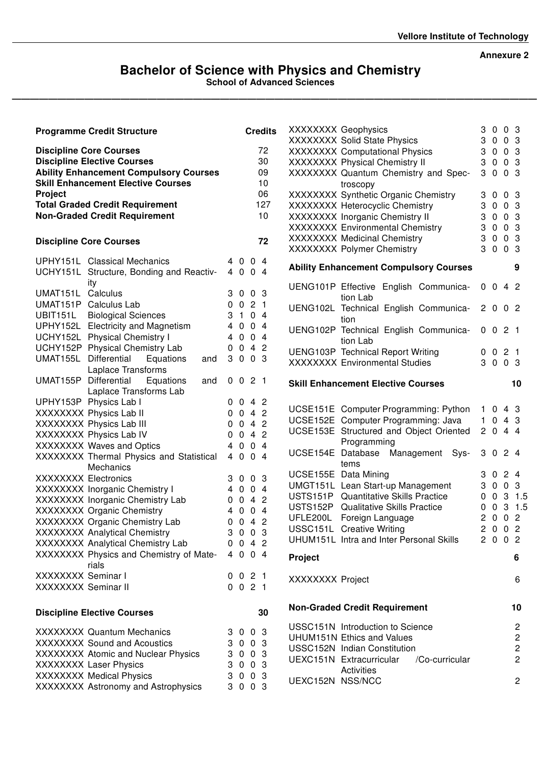Annexure 2

# Bachelor of Science with Physics and Chemistry

**School of Advanced Sciences**

## Programme Credit Structure

| Programme Credit Structure | Credits |
|---|---|
| **Discipline Core Courses** | 72 |
| **Discipline Elective Courses** | 30 |
| **Ability Enhancement Compulsory Courses** | 09 |
| **Skill Enhancement Elective Courses** | 10 |
| **Project** | 06 |
| **Total Graded Credit Requirement** | 127 |
| **Non-Graded Credit Requirement** | 10 |

## Discipline Core Courses — 72

| Code | Course | L | T | P | C |
|---|---|---|---|---|---|
| UPHY151L | Classical Mechanics | 4 | 0 | 0 | 4 |
| UCHY151L | Structure, Bonding and Reactivity | 4 | 0 | 0 | 4 |
| UMAT151L | Calculus | 3 | 0 | 0 | 3 |
| UMAT151P | Calculus Lab | 0 | 0 | 2 | 1 |
| UBIT151L | Biological Sciences | 3 | 1 | 0 | 4 |
| UPHY152L | Electricity and Magnetism | 4 | 0 | 0 | 4 |
| UCHY152L | Physical Chemistry I | 4 | 0 | 0 | 4 |
| UCHY152P | Physical Chemistry Lab | 0 | 0 | 4 | 2 |
| UMAT155L | Differential Equations and Laplace Transforms | 3 | 0 | 0 | 3 |
| UMAT155P | Differential Equations and Laplace Transforms Lab | 0 | 0 | 2 | 1 |
| UPHY153P | Physics Lab I | 0 | 0 | 4 | 2 |
| XXXXXXXX | Physics Lab II | 0 | 0 | 4 | 2 |
| XXXXXXXX | Physics Lab III | 0 | 0 | 4 | 2 |
| XXXXXXXX | Physics Lab IV | 0 | 0 | 4 | 2 |
| XXXXXXXX | Waves and Optics | 4 | 0 | 0 | 4 |
| XXXXXXXX | Thermal Physics and Statistical Mechanics | 4 | 0 | 0 | 4 |
| XXXXXXXX | Electronics | 3 | 0 | 0 | 3 |
| XXXXXXXX | Inorganic Chemistry I | 4 | 0 | 0 | 4 |
| XXXXXXXX | Inorganic Chemistry Lab | 0 | 0 | 4 | 2 |
| XXXXXXXX | Organic Chemistry | 4 | 0 | 0 | 4 |
| XXXXXXXX | Organic Chemistry Lab | 0 | 0 | 4 | 2 |
| XXXXXXXX | Analytical Chemistry | 3 | 0 | 0 | 3 |
| XXXXXXXX | Analytical Chemistry Lab | 0 | 0 | 4 | 2 |
| XXXXXXXX | Physics and Chemistry of Materials | 4 | 0 | 0 | 4 |
| XXXXXXXX | Seminar I | 0 | 0 | 2 | 1 |
| XXXXXXXX | Seminar II | 0 | 0 | 2 | 1 |

## Discipline Elective Courses — 30

| Code | Course | L | T | P | C |
|---|---|---|---|---|---|
| XXXXXXXX | Quantum Mechanics | 3 | 0 | 0 | 3 |
| XXXXXXXX | Sound and Acoustics | 3 | 0 | 0 | 3 |
| XXXXXXXX | Atomic and Nuclear Physics | 3 | 0 | 0 | 3 |
| XXXXXXXX | Laser Physics | 3 | 0 | 0 | 3 |
| XXXXXXXX | Medical Physics | 3 | 0 | 0 | 3 |
| XXXXXXXX | Astronomy and Astrophysics | 3 | 0 | 0 | 3 |
| XXXXXXXX | Geophysics | 3 | 0 | 0 | 3 |
| XXXXXXXX | Solid State Physics | 3 | 0 | 0 | 3 |
| XXXXXXXX | Computational Physics | 3 | 0 | 0 | 3 |
| XXXXXXXX | Physical Chemistry II | 3 | 0 | 0 | 3 |
| XXXXXXXX | Quantum Chemistry and Spectroscopy | 3 | 0 | 0 | 3 |
| XXXXXXXX | Synthetic Organic Chemistry | 3 | 0 | 0 | 3 |
| XXXXXXXX | Heterocyclic Chemistry | 3 | 0 | 0 | 3 |
| XXXXXXXX | Inorganic Chemistry II | 3 | 0 | 0 | 3 |
| XXXXXXXX | Environmental Chemistry | 3 | 0 | 0 | 3 |
| XXXXXXXX | Medicinal Chemistry | 3 | 0 | 0 | 3 |
| XXXXXXXX | Polymer Chemistry | 3 | 0 | 0 | 3 |

## Ability Enhancement Compulsory Courses — 9

| Code | Course | L | T | P | C |
|---|---|---|---|---|---|
| UENG101P | Effective English Communication Lab | 0 | 0 | 4 | 2 |
| UENG102L | Technical English Communication | 2 | 0 | 0 | 2 |
| UENG102P | Technical English Communication Lab | 0 | 0 | 2 | 1 |
| UENG103P | Technical Report Writing | 0 | 0 | 2 | 1 |
| XXXXXXXX | Environmental Studies | 3 | 0 | 0 | 3 |

## Skill Enhancement Elective Courses — 10

| Code | Course | L | T | P | C |
|---|---|---|---|---|---|
| UCSE151E | Computer Programming: Python | 1 | 0 | 4 | 3 |
| UCSE152E | Computer Programming: Java | 1 | 0 | 4 | 3 |
| UCSE153E | Structured and Object Oriented Programming | 2 | 0 | 4 | 4 |
| UCSE154E | Database Management Systems | 3 | 0 | 2 | 4 |
| UCSE155E | Data Mining | 3 | 0 | 2 | 4 |
| UMGT151L | Lean Start-up Management | 3 | 0 | 0 | 3 |
| USTS151P | Quantitative Skills Practice | 0 | 0 | 3 | 1.5 |
| USTS152P | Qualitative Skills Practice | 0 | 0 | 3 | 1.5 |
| UFLE200L | Foreign Language | 2 | 0 | 0 | 2 |
| USSC151L | Creative Writing | 2 | 0 | 0 | 2 |
| UHUM151L | Intra and Inter Personal Skills | 2 | 0 | 0 | 2 |

## Project — 6

| Code | Course | C |
|---|---|---|
| XXXXXXXX | Project | 6 |

## Non-Graded Credit Requirement — 10

| Code | Course | C |
|---|---|---|
| USSC151N | Introduction to Science | 2 |
| UHUM151N | Ethics and Values | 2 |
| USSC152N | Indian Constitution | 2 |
| UEXC151N | Extracurricular /Co-curricular Activities | 2 |
| UEXC152N | NSS/NCC | 2 |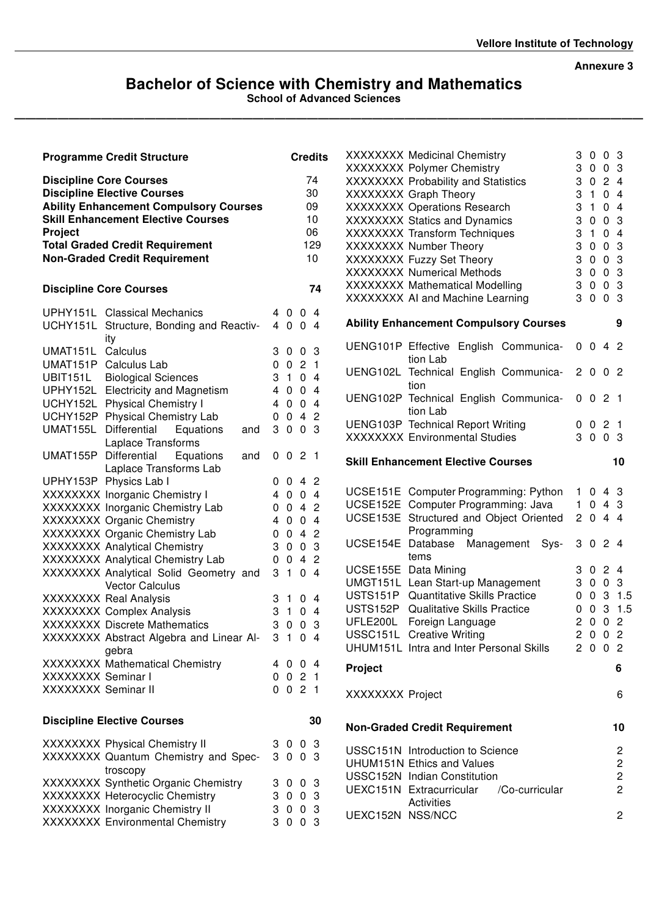Annexure 3

# Bachelor of Science with Chemistry and Mathematics

**School of Advanced Sciences**

| Programme Credit Structure | Credits |
|---|---|
| **Discipline Core Courses** | 74 |
| **Discipline Elective Courses** | 30 |
| **Ability Enhancement Compulsory Courses** | 09 |
| **Skill Enhancement Elective Courses** | 10 |
| **Project** | 06 |
| **Total Graded Credit Requirement** | 129 |
| **Non-Graded Credit Requirement** | 10 |

## Discipline Core Courses — 74

| Code | Course | L | T | P | C |
|---|---|---|---|---|---|
| UPHY151L | Classical Mechanics | 4 | 0 | 0 | 4 |
| UCHY151L | Structure, Bonding and Reactivity | 4 | 0 | 0 | 4 |
| UMAT151L | Calculus | 3 | 0 | 0 | 3 |
| UMAT151P | Calculus Lab | 0 | 0 | 2 | 1 |
| UBIT151L | Biological Sciences | 3 | 1 | 0 | 4 |
| UPHY152L | Electricity and Magnetism | 4 | 0 | 0 | 4 |
| UCHY152L | Physical Chemistry I | 4 | 0 | 0 | 4 |
| UCHY152P | Physical Chemistry Lab | 0 | 0 | 4 | 2 |
| UMAT155L | Differential Equations and Laplace Transforms | 3 | 0 | 0 | 3 |
| UMAT155P | Differential Equations and Laplace Transforms Lab | 0 | 0 | 2 | 1 |
| UPHY153P | Physics Lab I | 0 | 0 | 4 | 2 |
| XXXXXXXX | Inorganic Chemistry I | 4 | 0 | 0 | 4 |
| XXXXXXXX | Inorganic Chemistry Lab | 0 | 0 | 4 | 2 |
| XXXXXXXX | Organic Chemistry | 4 | 0 | 0 | 4 |
| XXXXXXXX | Organic Chemistry Lab | 0 | 0 | 4 | 2 |
| XXXXXXXX | Analytical Chemistry | 3 | 0 | 0 | 3 |
| XXXXXXXX | Analytical Chemistry Lab | 0 | 0 | 4 | 2 |
| XXXXXXXX | Analytical Solid Geometry and Vector Calculus | 3 | 1 | 0 | 4 |
| XXXXXXXX | Real Analysis | 3 | 1 | 0 | 4 |
| XXXXXXXX | Complex Analysis | 3 | 1 | 0 | 4 |
| XXXXXXXX | Discrete Mathematics | 3 | 0 | 0 | 3 |
| XXXXXXXX | Abstract Algebra and Linear Algebra | 3 | 1 | 0 | 4 |
| XXXXXXXX | Mathematical Chemistry | 4 | 0 | 0 | 4 |
| XXXXXXXX | Seminar I | 0 | 0 | 2 | 1 |
| XXXXXXXX | Seminar II | 0 | 0 | 2 | 1 |

## Discipline Elective Courses — 30

| Code | Course | L | T | P | C |
|---|---|---|---|---|---|
| XXXXXXXX | Physical Chemistry II | 3 | 0 | 0 | 3 |
| XXXXXXXX | Quantum Chemistry and Spectroscopy | 3 | 0 | 0 | 3 |
| XXXXXXXX | Synthetic Organic Chemistry | 3 | 0 | 0 | 3 |
| XXXXXXXX | Heterocyclic Chemistry | 3 | 0 | 0 | 3 |
| XXXXXXXX | Inorganic Chemistry II | 3 | 0 | 0 | 3 |
| XXXXXXXX | Environmental Chemistry | 3 | 0 | 0 | 3 |
| XXXXXXXX | Medicinal Chemistry | 3 | 0 | 0 | 3 |
| XXXXXXXX | Polymer Chemistry | 3 | 0 | 0 | 3 |
| XXXXXXXX | Probability and Statistics | 3 | 0 | 2 | 4 |
| XXXXXXXX | Graph Theory | 3 | 1 | 0 | 4 |
| XXXXXXXX | Operations Research | 3 | 1 | 0 | 4 |
| XXXXXXXX | Statics and Dynamics | 3 | 0 | 0 | 3 |
| XXXXXXXX | Transform Techniques | 3 | 1 | 0 | 4 |
| XXXXXXXX | Number Theory | 3 | 0 | 0 | 3 |
| XXXXXXXX | Fuzzy Set Theory | 3 | 0 | 0 | 3 |
| XXXXXXXX | Numerical Methods | 3 | 0 | 0 | 3 |
| XXXXXXXX | Mathematical Modelling | 3 | 0 | 0 | 3 |
| XXXXXXXX | AI and Machine Learning | 3 | 0 | 0 | 3 |

## Ability Enhancement Compulsory Courses — 9

| Code | Course | L | T | P | C |
|---|---|---|---|---|---|
| UENG101P | Effective English Communication Lab | 0 | 0 | 4 | 2 |
| UENG102L | Technical English Communication | 2 | 0 | 0 | 2 |
| UENG102P | Technical English Communication Lab | 0 | 0 | 2 | 1 |
| UENG103P | Technical Report Writing | 0 | 0 | 2 | 1 |
| XXXXXXXX | Environmental Studies | 3 | 0 | 0 | 3 |

## Skill Enhancement Elective Courses — 10

| Code | Course | L | T | P | C |
|---|---|---|---|---|---|
| UCSE151E | Computer Programming: Python | 1 | 0 | 4 | 3 |
| UCSE152E | Computer Programming: Java | 1 | 0 | 4 | 3 |
| UCSE153E | Structured and Object Oriented Programming | 2 | 0 | 4 | 4 |
| UCSE154E | Database Management Systems | 3 | 0 | 2 | 4 |
| UCSE155E | Data Mining | 3 | 0 | 2 | 4 |
| UMGT151L | Lean Start-up Management | 3 | 0 | 0 | 3 |
| USTS151P | Quantitative Skills Practice | 0 | 0 | 3 | 1.5 |
| USTS152P | Qualitative Skills Practice | 0 | 0 | 3 | 1.5 |
| UFLE200L | Foreign Language | 2 | 0 | 0 | 2 |
| USSC151L | Creative Writing | 2 | 0 | 0 | 2 |
| UHUM151L | Intra and Inter Personal Skills | 2 | 0 | 0 | 2 |

## Project — 6

| Code | Course | Credits |
|---|---|---|
| XXXXXXXX | Project | 6 |

## Non-Graded Credit Requirement — 10

| Code | Course | Credits |
|---|---|---|
| USSC151N | Introduction to Science | 2 |
| UHUM151N | Ethics and Values | 2 |
| USSC152N | Indian Constitution | 2 |
| UEXC151N | Extracurricular /Co-curricular Activities | 2 |
| UEXC152N | NSS/NCC | 2 |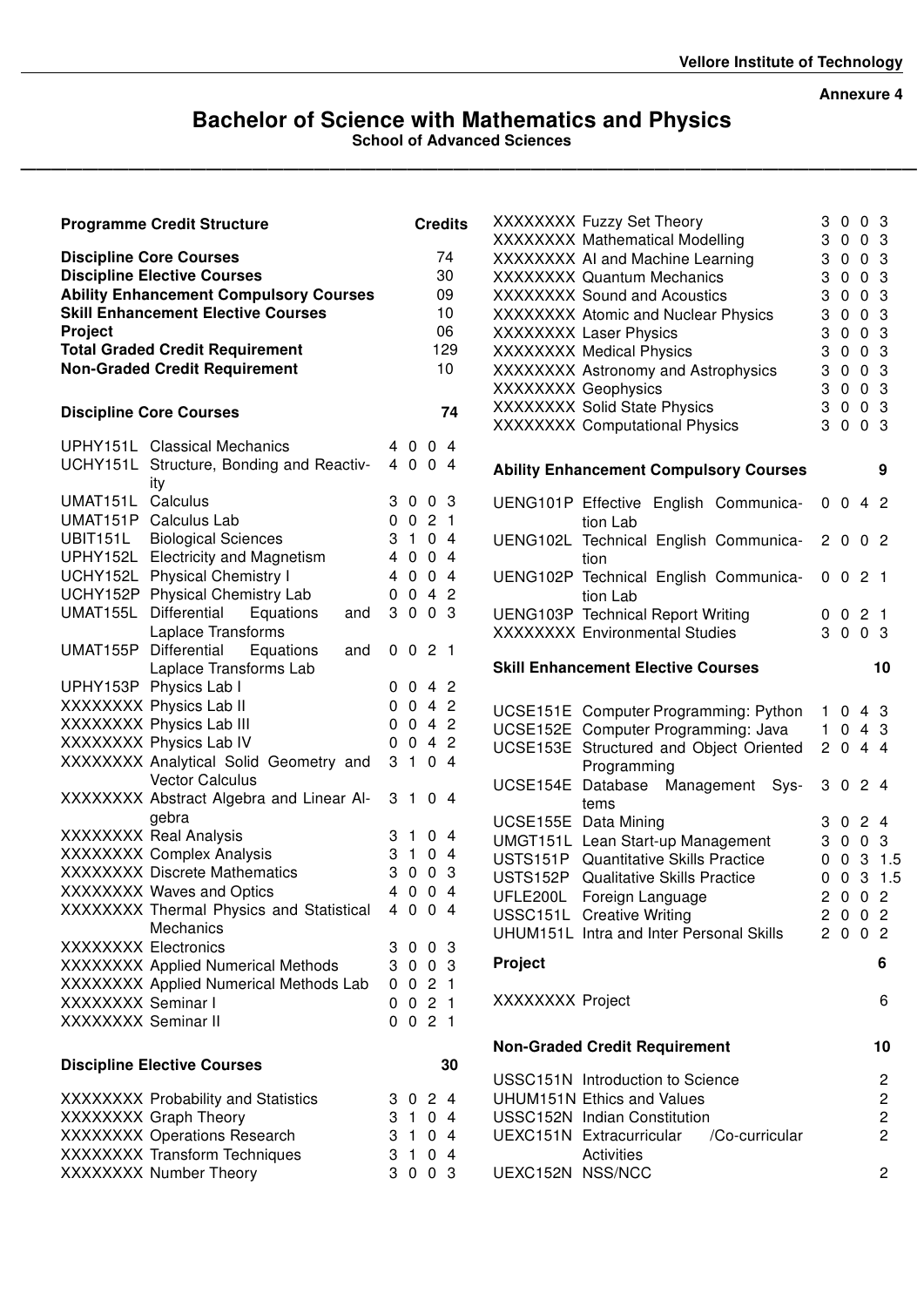**Annexure 4**

# Bachelor of Science with Mathematics and Physics

**School of Advanced Sciences**

## Programme Credit Structure

| Programme Credit Structure | Credits |
|---|---|
| **Discipline Core Courses** | 74 |
| **Discipline Elective Courses** | 30 |
| **Ability Enhancement Compulsory Courses** | 09 |
| **Skill Enhancement Elective Courses** | 10 |
| **Project** | 06 |
| **Total Graded Credit Requirement** | 129 |
| **Non-Graded Credit Requirement** | 10 |

## Discipline Core Courses — 74

| | | | | | |
|---|---|---|---|---|---|
| UPHY151L | Classical Mechanics | 4 | 0 | 0 | 4 |
| UCHY151L | Structure, Bonding and Reactivity | 4 | 0 | 0 | 4 |
| UMAT151L | Calculus | 3 | 0 | 0 | 3 |
| UMAT151P | Calculus Lab | 0 | 0 | 2 | 1 |
| UBIT151L | Biological Sciences | 3 | 1 | 0 | 4 |
| UPHY152L | Electricity and Magnetism | 4 | 0 | 0 | 4 |
| UCHY152L | Physical Chemistry I | 4 | 0 | 0 | 4 |
| UCHY152P | Physical Chemistry Lab | 0 | 0 | 4 | 2 |
| UMAT155L | Differential Equations and Laplace Transforms | 3 | 0 | 0 | 3 |
| UMAT155P | Differential Equations and Laplace Transforms Lab | 0 | 0 | 2 | 1 |
| UPHY153P | Physics Lab I | 0 | 0 | 4 | 2 |
| XXXXXXXX | Physics Lab II | 0 | 0 | 4 | 2 |
| XXXXXXXX | Physics Lab III | 0 | 0 | 4 | 2 |
| XXXXXXXX | Physics Lab IV | 0 | 0 | 4 | 2 |
| XXXXXXXX | Analytical Solid Geometry and Vector Calculus | 3 | 1 | 0 | 4 |
| XXXXXXXX | Abstract Algebra and Linear Algebra | 3 | 1 | 0 | 4 |
| XXXXXXXX | Real Analysis | 3 | 1 | 0 | 4 |
| XXXXXXXX | Complex Analysis | 3 | 1 | 0 | 4 |
| XXXXXXXX | Discrete Mathematics | 3 | 0 | 0 | 3 |
| XXXXXXXX | Waves and Optics | 4 | 0 | 0 | 4 |
| XXXXXXXX | Thermal Physics and Statistical Mechanics | 4 | 0 | 0 | 4 |
| XXXXXXXX | Electronics | 3 | 0 | 0 | 3 |
| XXXXXXXX | Applied Numerical Methods | 3 | 0 | 0 | 3 |
| XXXXXXXX | Applied Numerical Methods Lab | 0 | 0 | 2 | 1 |
| XXXXXXXX | Seminar I | 0 | 0 | 2 | 1 |
| XXXXXXXX | Seminar II | 0 | 0 | 2 | 1 |

## Discipline Elective Courses — 30

| | | | | | |
|---|---|---|---|---|---|
| XXXXXXXX | Probability and Statistics | 3 | 0 | 2 | 4 |
| XXXXXXXX | Graph Theory | 3 | 1 | 0 | 4 |
| XXXXXXXX | Operations Research | 3 | 1 | 0 | 4 |
| XXXXXXXX | Transform Techniques | 3 | 1 | 0 | 4 |
| XXXXXXXX | Number Theory | 3 | 0 | 0 | 3 |
| XXXXXXXX | Fuzzy Set Theory | 3 | 0 | 0 | 3 |
| XXXXXXXX | Mathematical Modelling | 3 | 0 | 0 | 3 |
| XXXXXXXX | AI and Machine Learning | 3 | 0 | 0 | 3 |
| XXXXXXXX | Quantum Mechanics | 3 | 0 | 0 | 3 |
| XXXXXXXX | Sound and Acoustics | 3 | 0 | 0 | 3 |
| XXXXXXXX | Atomic and Nuclear Physics | 3 | 0 | 0 | 3 |
| XXXXXXXX | Laser Physics | 3 | 0 | 0 | 3 |
| XXXXXXXX | Medical Physics | 3 | 0 | 0 | 3 |
| XXXXXXXX | Astronomy and Astrophysics | 3 | 0 | 0 | 3 |
| XXXXXXXX | Geophysics | 3 | 0 | 0 | 3 |
| XXXXXXXX | Solid State Physics | 3 | 0 | 0 | 3 |
| XXXXXXXX | Computational Physics | 3 | 0 | 0 | 3 |

## Ability Enhancement Compulsory Courses — 9

| | | | | | |
|---|---|---|---|---|---|
| UENG101P | Effective English Communication Lab | 0 | 0 | 4 | 2 |
| UENG102L | Technical English Communication | 2 | 0 | 0 | 2 |
| UENG102P | Technical English Communication Lab | 0 | 0 | 2 | 1 |
| UENG103P | Technical Report Writing | 0 | 0 | 2 | 1 |
| XXXXXXXX | Environmental Studies | 3 | 0 | 0 | 3 |

## Skill Enhancement Elective Courses — 10

| | | | | | |
|---|---|---|---|---|---|
| UCSE151E | Computer Programming: Python | 1 | 0 | 4 | 3 |
| UCSE152E | Computer Programming: Java | 1 | 0 | 4 | 3 |
| UCSE153E | Structured and Object Oriented Programming | 2 | 0 | 4 | 4 |
| UCSE154E | Database Management Systems | 3 | 0 | 2 | 4 |
| UCSE155E | Data Mining | 3 | 0 | 2 | 4 |
| UMGT151L | Lean Start-up Management | 3 | 0 | 0 | 3 |
| USTS151P | Quantitative Skills Practice | 0 | 0 | 3 | 1.5 |
| USTS152P | Qualitative Skills Practice | 0 | 0 | 3 | 1.5 |
| UFLE200L | Foreign Language | 2 | 0 | 0 | 2 |
| USSC151L | Creative Writing | 2 | 0 | 0 | 2 |
| UHUM151L | Intra and Inter Personal Skills | 2 | 0 | 0 | 2 |

## Project — 6

| | | |
|---|---|---|
| XXXXXXXX | Project | 6 |

## Non-Graded Credit Requirement — 10

| | | |
|---|---|---|
| USSC151N | Introduction to Science | 2 |
| UHUM151N | Ethics and Values | 2 |
| USSC152N | Indian Constitution | 2 |
| UEXC151N | Extracurricular /Co-curricular Activities | 2 |
| UEXC152N | NSS/NCC | 2 |